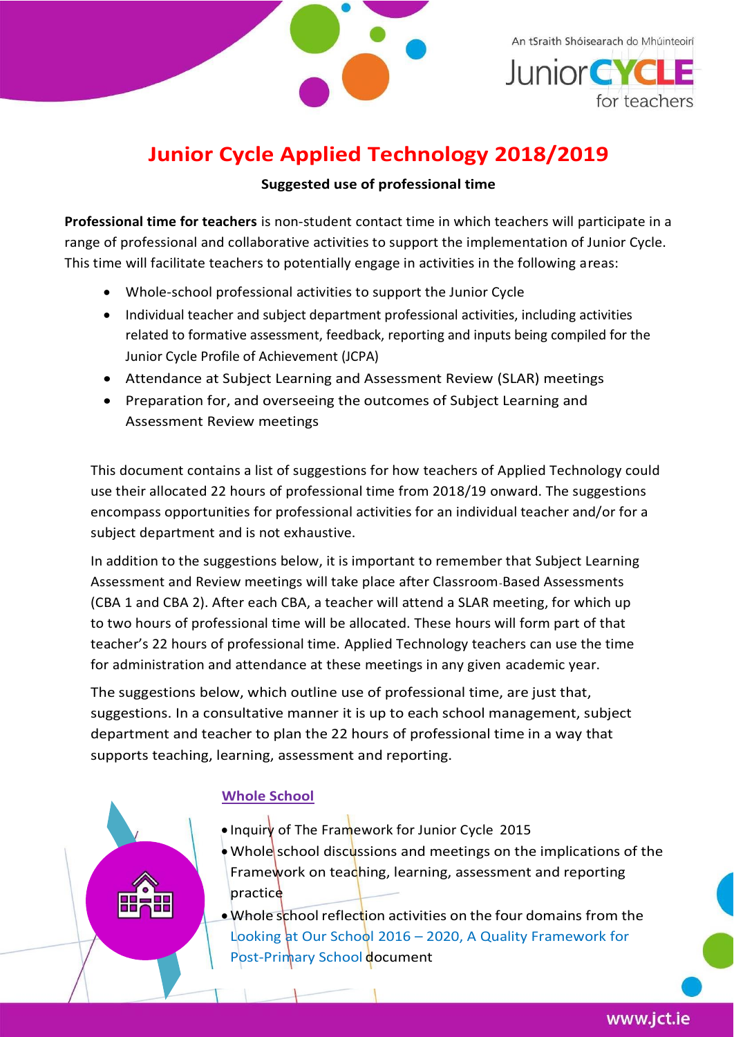An tSraith Shóisearach do Mhúinteoirí

Junior CYCLE for teachers

# Junior Cycle Applied Technology 2018/2019

**Suggested use of professional time**

**Professional time for teachers** is non-student contact time in which teachers will participate in a range of professional and collaborative activities to support the implementation of Junior Cycle. This time will facilitate teachers to potentially engage in activities in the following areas:

- Whole-school professional activities to support the Junior Cycle
- Individual teacher and subject department professional activities, including activities related to formative assessment, feedback, reporting and inputs being compiled for the Junior Cycle Profile of Achievement (JCPA)
- Attendance at Subject Learning and Assessment Review (SLAR) meetings
- Preparation for, and overseeing the outcomes of Subject Learning and Assessment Review meetings

This document contains a list of suggestions for how teachers of Applied Technology could use their allocated 22 hours of professional time from 2018/19 onward. The suggestions encompass opportunities for professional activities for an individual teacher and/or for a subject department and is not exhaustive.

In addition to the suggestions below, it is important to remember that Subject Learning Assessment and Review meetings will take place after Classroom-Based Assessments (CBA 1 and CBA 2). After each CBA, a teacher will attend a SLAR meeting, for which up to two hours of professional time will be allocated. These hours will form part of that teacher's 22 hours of professional time. Applied Technology teachers can use the time for administration and attendance at these meetings in any given academic year.

The suggestions below, which outline use of professional time, are just that, suggestions. In a consultative manner it is up to each school management, subject department and teacher to plan the 22 hours of professional time in a way that supports teaching, learning, assessment and reporting.

## Whole School

- Inquiry of The Framework for Junior Cycle 2015
- Whole school discussions and meetings on the implications of the Framework on teaching, learning, assessment and reporting practice
- Whole school reflection activities on the four domains from the Looking at Our School 2016 – 2020, A Quality Framework for Post-Primary School document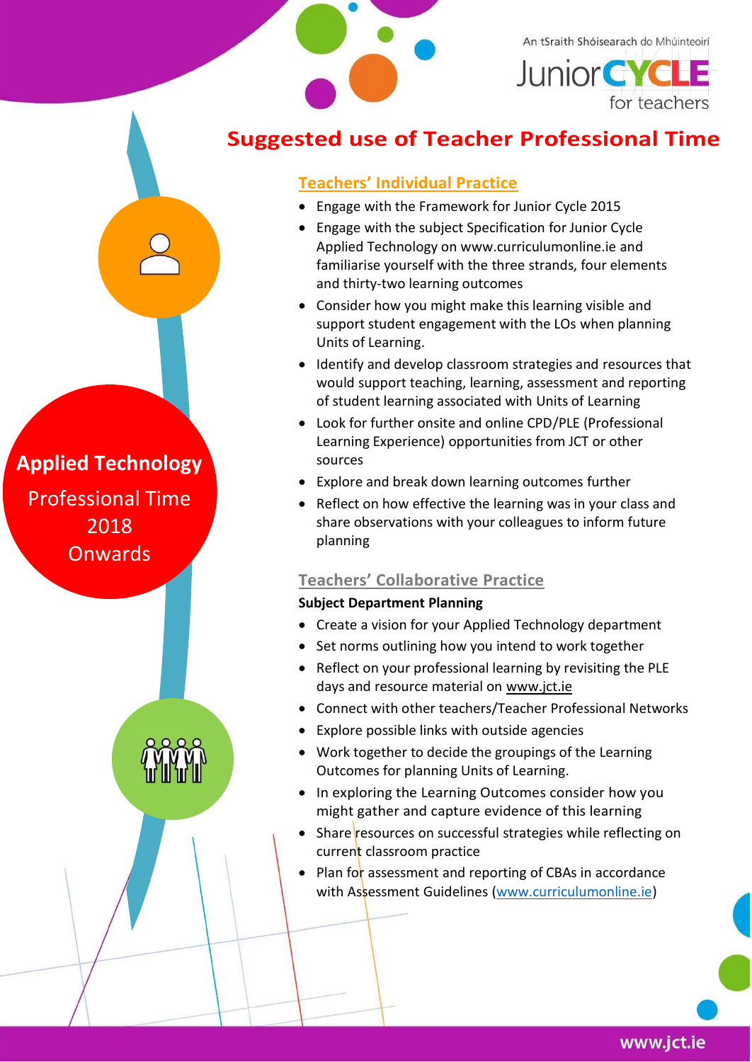An tSraith Shóisearach do Mhúinteoirí

Junior CYCLE for teachers

# Suggested use of Teacher Professional Time

**Applied Technology**

Professional Time 2018 Onwards

## Teachers' Individual Practice

- Engage with the Framework for Junior Cycle 2015
- Engage with the subject Specification for Junior Cycle Applied Technology on www.curriculumonline.ie and familiarise yourself with the three strands, four elements and thirty-two learning outcomes
- Consider how you might make this learning visible and support student engagement with the LOs when planning Units of Learning.
- Identify and develop classroom strategies and resources that would support teaching, learning, assessment and reporting of student learning associated with Units of Learning
- Look for further onsite and online CPD/PLE (Professional Learning Experience) opportunities from JCT or other sources
- Explore and break down learning outcomes further
- Reflect on how effective the learning was in your class and share observations with your colleagues to inform future planning

## Teachers' Collaborative Practice

**Subject Department Planning**

- Create a vision for your Applied Technology department
- Set norms outlining how you intend to work together
- Reflect on your professional learning by revisiting the PLE days and resource material on www.jct.ie
- Connect with other teachers/Teacher Professional Networks
- Explore possible links with outside agencies
- Work together to decide the groupings of the Learning Outcomes for planning Units of Learning.
- In exploring the Learning Outcomes consider how you might gather and capture evidence of this learning
- Share resources on successful strategies while reflecting on current classroom practice
- Plan for assessment and reporting of CBAs in accordance with Assessment Guidelines (www.curriculumonline.ie)

www.jct.ie